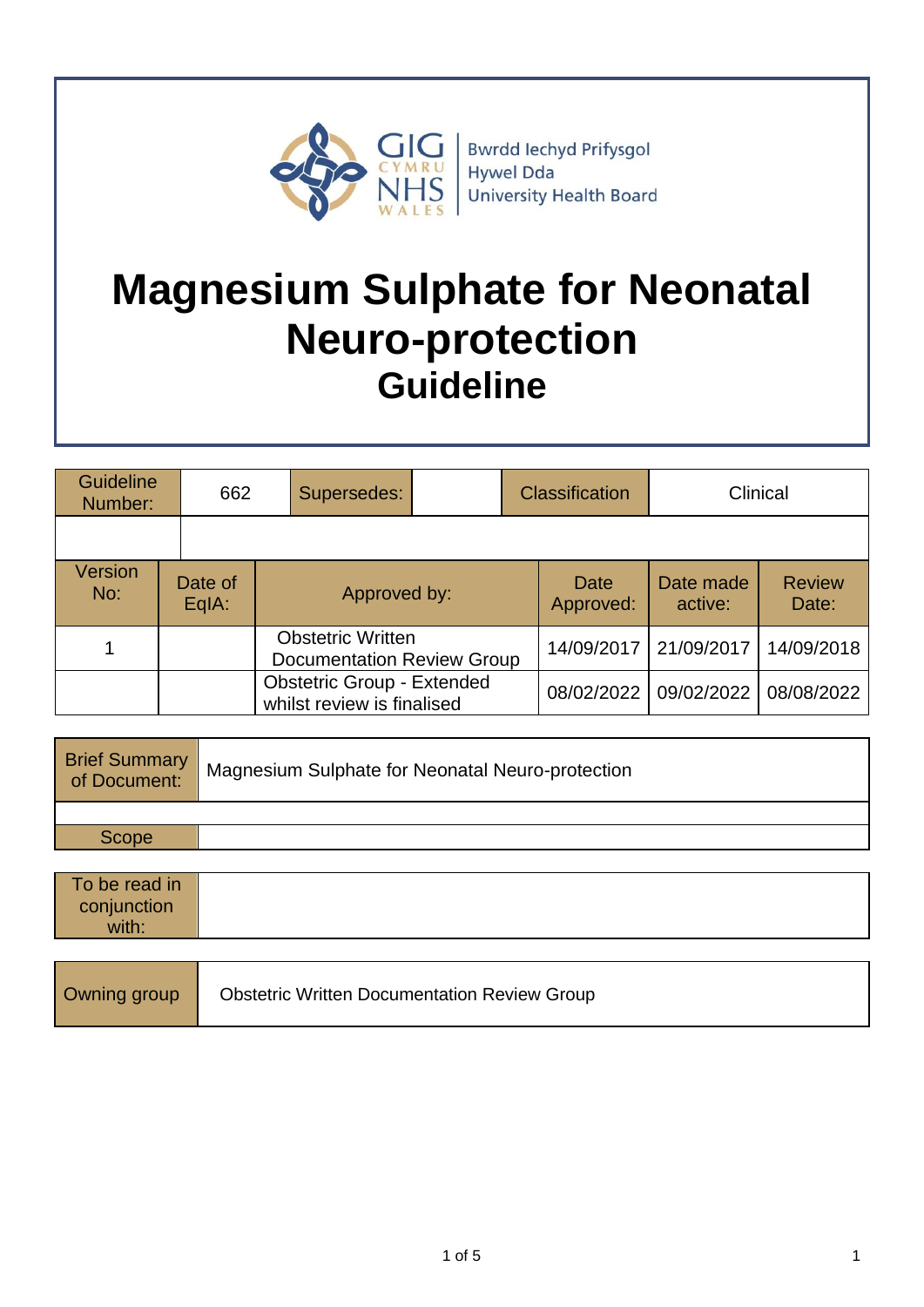Bwrdd Iechyd Prifysgol Hywel Dda University Health Board

# Magnesium Sulphate for Neonatal Neuro-protection

## Guideline

| Guideline Number: | 662 | Supersedes: | | Classification | Clinical |
|---|---|---|---|---|---|

| Version No: | Date of EqIA: | Approved by: | Date Approved: | Date made active: | Review Date: |
|---|---|---|---|---|---|
| 1 | | Obstetric Written Documentation Review Group | 14/09/2017 | 21/09/2017 | 14/09/2018 |
| | | Obstetric Group - Extended whilst review is finalised | 08/02/2022 | 09/02/2022 | 08/08/2022 |

| Brief Summary of Document: | Magnesium Sulphate for Neonatal Neuro-protection |
|---|---|
| | |
| Scope | |

| To be read in conjunction with: | |
|---|---|

| Owning group | Obstetric Written Documentation Review Group |
|---|---|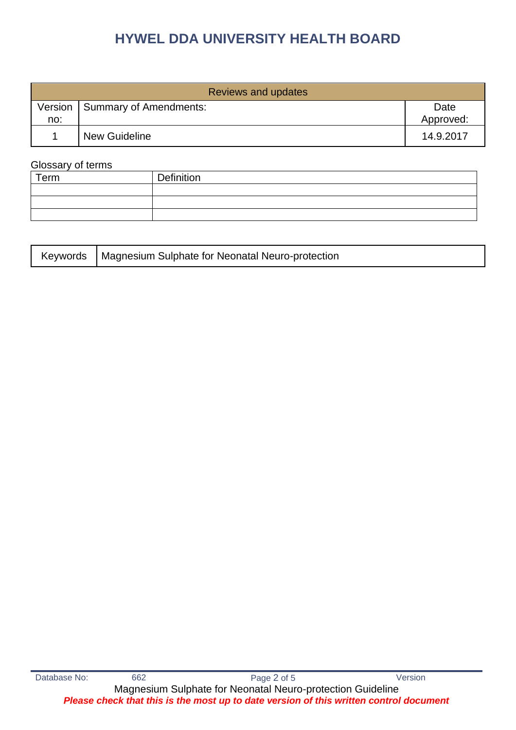# HYWEL DDA UNIVERSITY HEALTH BOARD

| Reviews and updates | | |
|---|---|---|
| Version no: | Summary of Amendments: | Date Approved: |
| 1 | New Guideline | 14.9.2017 |

Glossary of terms

| Term | Definition |
|---|---|
| | |
| | |
| | |

| Keywords | Magnesium Sulphate for Neonatal Neuro-protection |
|---|---|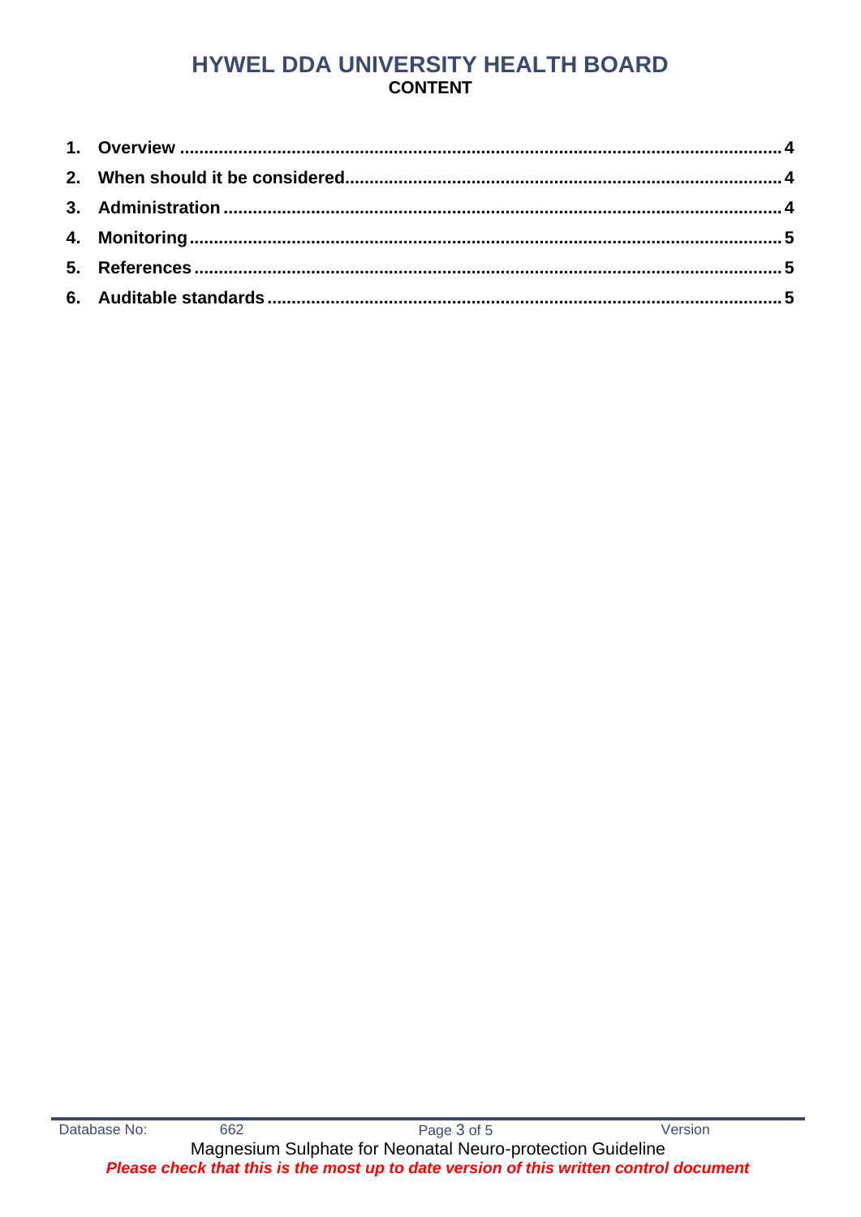# HYWEL DDA UNIVERSITY HEALTH BOARD

**CONTENT**

1. **Overview** ........................................................................................................ **4**
2. **When should it be considered**...................................................................... **4**
3. **Administration** ............................................................................................... **4**
4. **Monitoring** ...................................................................................................... **5**
5. **References** ..................................................................................................... **5**
6. **Auditable standards** ...................................................................................... **5**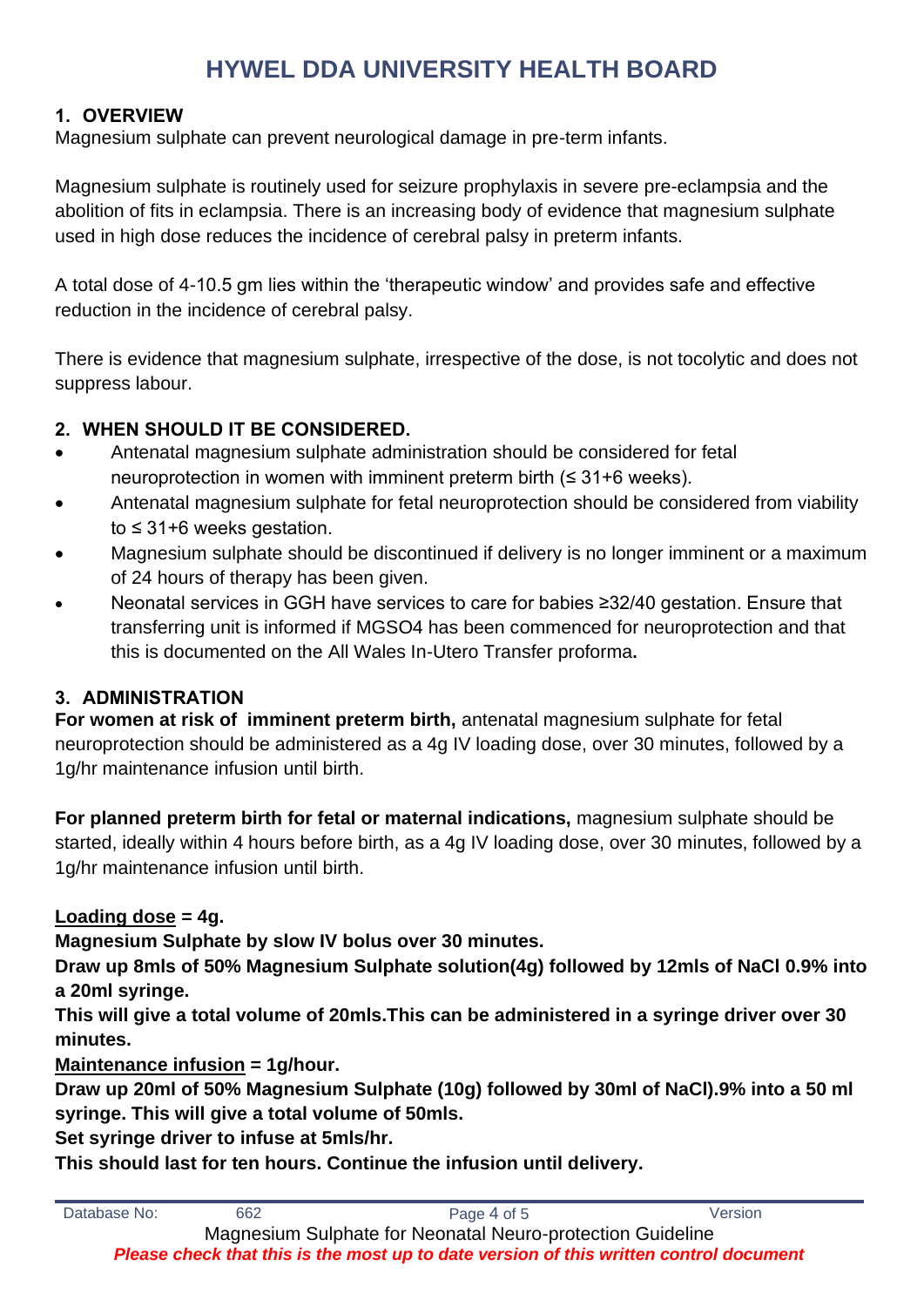# HYWEL DDA UNIVERSITY HEALTH BOARD

## 1. OVERVIEW

Magnesium sulphate can prevent neurological damage in pre-term infants.

Magnesium sulphate is routinely used for seizure prophylaxis in severe pre-eclampsia and the abolition of fits in eclampsia. There is an increasing body of evidence that magnesium sulphate used in high dose reduces the incidence of cerebral palsy in preterm infants.

A total dose of 4-10.5 gm lies within the 'therapeutic window' and provides safe and effective reduction in the incidence of cerebral palsy.

There is evidence that magnesium sulphate, irrespective of the dose, is not tocolytic and does not suppress labour.

## 2. WHEN SHOULD IT BE CONSIDERED.

- Antenatal magnesium sulphate administration should be considered for fetal neuroprotection in women with imminent preterm birth (≤ 31+6 weeks).
- Antenatal magnesium sulphate for fetal neuroprotection should be considered from viability to ≤ 31+6 weeks gestation.
- Magnesium sulphate should be discontinued if delivery is no longer imminent or a maximum of 24 hours of therapy has been given.
- Neonatal services in GGH have services to care for babies ≥32/40 gestation. Ensure that transferring unit is informed if MGSO4 has been commenced for neuroprotection and that this is documented on the All Wales In-Utero Transfer proforma**.**

## 3. ADMINISTRATION

**For women at risk of imminent preterm birth,** antenatal magnesium sulphate for fetal neuroprotection should be administered as a 4g IV loading dose, over 30 minutes, followed by a 1g/hr maintenance infusion until birth.

**For planned preterm birth for fetal or maternal indications,** magnesium sulphate should be started, ideally within 4 hours before birth, as a 4g IV loading dose, over 30 minutes, followed by a 1g/hr maintenance infusion until birth.

**<u>Loading dose</u> = 4g.**

**Magnesium Sulphate by slow IV bolus over 30 minutes.**

**Draw up 8mls of 50% Magnesium Sulphate solution(4g) followed by 12mls of NaCl 0.9% into a 20ml syringe.**

**This will give a total volume of 20mls.This can be administered in a syringe driver over 30 minutes.**

**<u>Maintenance infusion</u> = 1g/hour.**

**Draw up 20ml of 50% Magnesium Sulphate (10g) followed by 30ml of NaCl).9% into a 50 ml syringe. This will give a total volume of 50mls.**

**Set syringe driver to infuse at 5mls/hr.**

**This should last for ten hours. Continue the infusion until delivery.**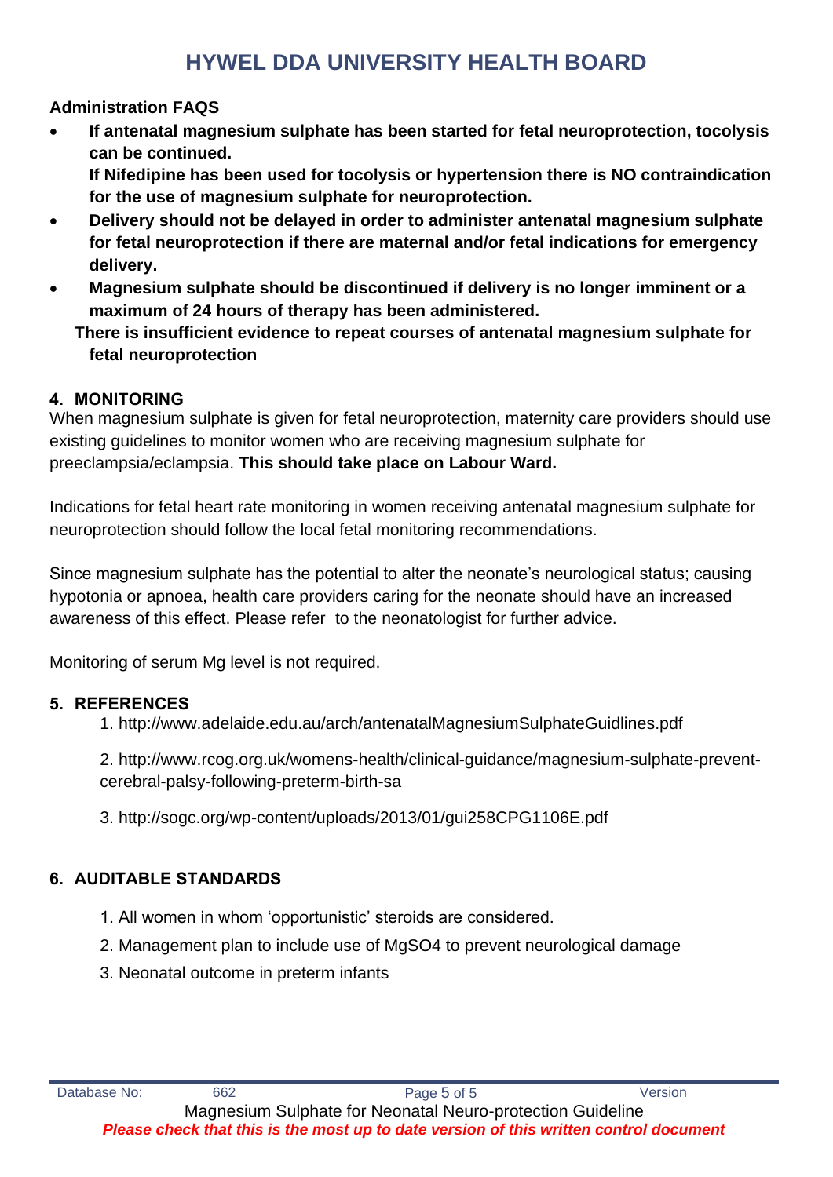**Administration FAQS**

- **If antenatal magnesium sulphate has been started for fetal neuroprotection, tocolysis can be continued.**
  **If Nifedipine has been used for tocolysis or hypertension there is NO contraindication for the use of magnesium sulphate for neuroprotection.**
- **Delivery should not be delayed in order to administer antenatal magnesium sulphate for fetal neuroprotection if there are maternal and/or fetal indications for emergency delivery.**
- **Magnesium sulphate should be discontinued if delivery is no longer imminent or a maximum of 24 hours of therapy has been administered.**
  **There is insufficient evidence to repeat courses of antenatal magnesium sulphate for fetal neuroprotection**

## 4. MONITORING

When magnesium sulphate is given for fetal neuroprotection, maternity care providers should use existing guidelines to monitor women who are receiving magnesium sulphate for preeclampsia/eclampsia. **This should take place on Labour Ward.**

Indications for fetal heart rate monitoring in women receiving antenatal magnesium sulphate for neuroprotection should follow the local fetal monitoring recommendations.

Since magnesium sulphate has the potential to alter the neonate's neurological status; causing hypotonia or apnoea, health care providers caring for the neonate should have an increased awareness of this effect. Please refer to the neonatologist for further advice.

Monitoring of serum Mg level is not required.

## 5. REFERENCES

1. http://www.adelaide.edu.au/arch/antenatalMagnesiumSulphateGuidlines.pdf
2. http://www.rcog.org.uk/womens-health/clinical-guidance/magnesium-sulphate-prevent-cerebral-palsy-following-preterm-birth-sa
3. http://sogc.org/wp-content/uploads/2013/01/gui258CPG1106E.pdf

## 6. AUDITABLE STANDARDS

1. All women in whom 'opportunistic' steroids are considered.
2. Management plan to include use of $MgSO_4$ to prevent neurological damage
3. Neonatal outcome in preterm infants